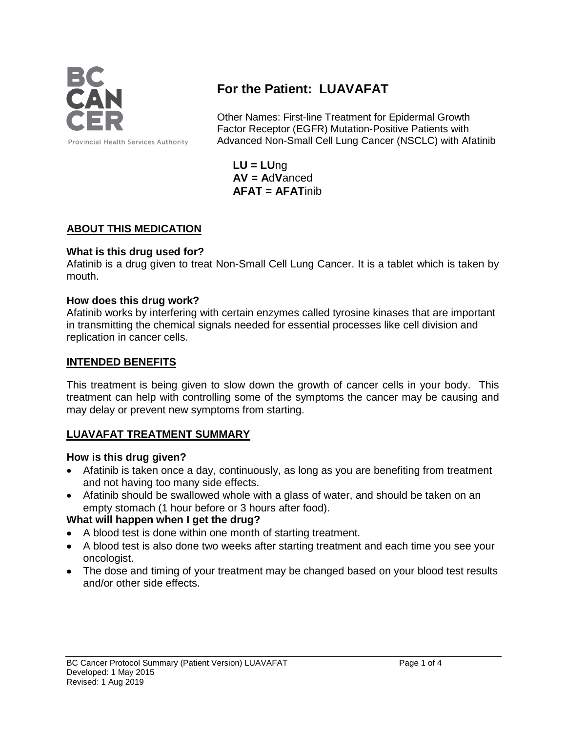BC CANCER

Provincial Health Services Authority

# For the Patient: LUAVAFAT

Other Names: First-line Treatment for Epidermal Growth Factor Receptor (EGFR) Mutation-Positive Patients with Advanced Non-Small Cell Lung Cancer (NSCLC) with Afatinib

**LU = LU**ng
**AV = A**d**V**anced
**AFAT = AFAT**inib

## ABOUT THIS MEDICATION

### What is this drug used for?

Afatinib is a drug given to treat Non-Small Cell Lung Cancer. It is a tablet which is taken by mouth.

### How does this drug work?

Afatinib works by interfering with certain enzymes called tyrosine kinases that are important in transmitting the chemical signals needed for essential processes like cell division and replication in cancer cells.

## INTENDED BENEFITS

This treatment is being given to slow down the growth of cancer cells in your body. This treatment can help with controlling some of the symptoms the cancer may be causing and may delay or prevent new symptoms from starting.

## LUAVAFAT TREATMENT SUMMARY

### How is this drug given?

- Afatinib is taken once a day, continuously, as long as you are benefiting from treatment and not having too many side effects.
- Afatinib should be swallowed whole with a glass of water, and should be taken on an empty stomach (1 hour before or 3 hours after food).

### What will happen when I get the drug?

- A blood test is done within one month of starting treatment.
- A blood test is also done two weeks after starting treatment and each time you see your oncologist.
- The dose and timing of your treatment may be changed based on your blood test results and/or other side effects.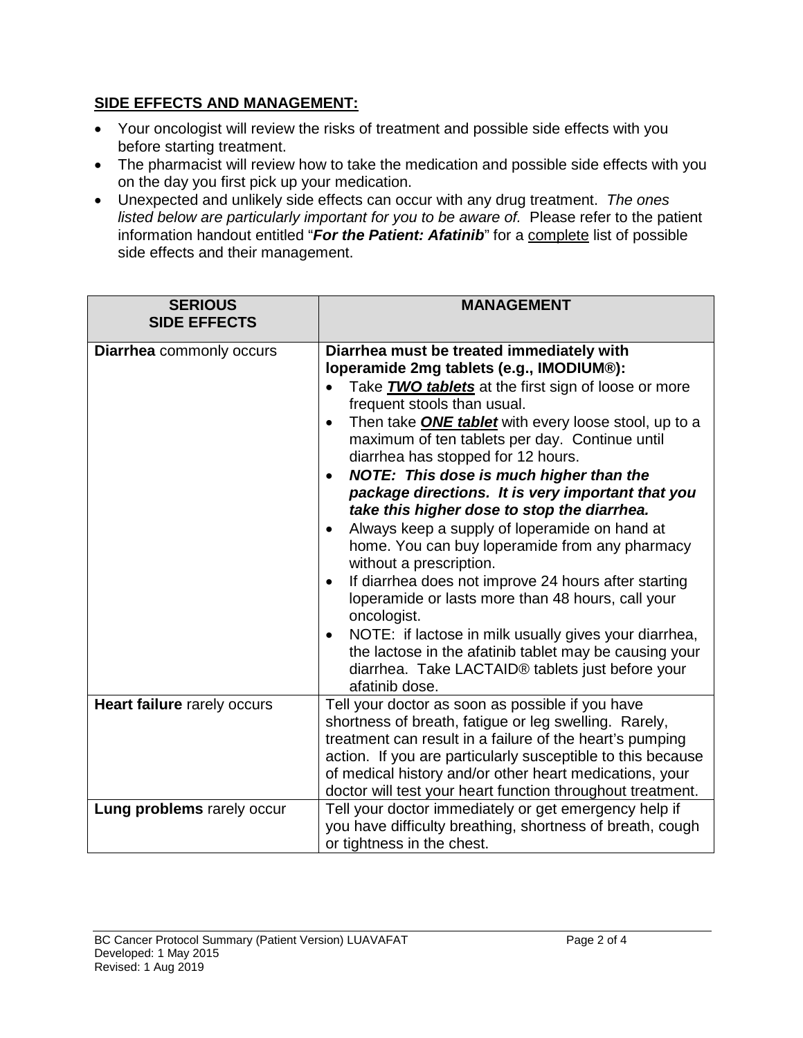## SIDE EFFECTS AND MANAGEMENT:

- Your oncologist will review the risks of treatment and possible side effects with you before starting treatment.
- The pharmacist will review how to take the medication and possible side effects with you on the day you first pick up your medication.
- Unexpected and unlikely side effects can occur with any drug treatment. *The ones listed below are particularly important for you to be aware of.* Please refer to the patient information handout entitled "***For the Patient: Afatinib***" for a complete list of possible side effects and their management.

| SERIOUS SIDE EFFECTS | MANAGEMENT |
| --- | --- |
| **Diarrhea** commonly occurs | **Diarrhea must be treated immediately with loperamide 2mg tablets (e.g., IMODIUM®):**<br>• Take ***TWO tablets*** at the first sign of loose or more frequent stools than usual.<br>• Then take ***ONE tablet*** with every loose stool, up to a maximum of ten tablets per day. Continue until diarrhea has stopped for 12 hours.<br>• ***NOTE: This dose is much higher than the package directions. It is very important that you take this higher dose to stop the diarrhea.***<br>• Always keep a supply of loperamide on hand at home. You can buy loperamide from any pharmacy without a prescription.<br>• If diarrhea does not improve 24 hours after starting loperamide or lasts more than 48 hours, call your oncologist.<br>• NOTE: if lactose in milk usually gives your diarrhea, the lactose in the afatinib tablet may be causing your diarrhea. Take LACTAID® tablets just before your afatinib dose. |
| **Heart failure** rarely occurs | Tell your doctor as soon as possible if you have shortness of breath, fatigue or leg swelling. Rarely, treatment can result in a failure of the heart's pumping action. If you are particularly susceptible to this because of medical history and/or other heart medications, your doctor will test your heart function throughout treatment. |
| **Lung problems** rarely occur | Tell your doctor immediately or get emergency help if you have difficulty breathing, shortness of breath, cough or tightness in the chest. |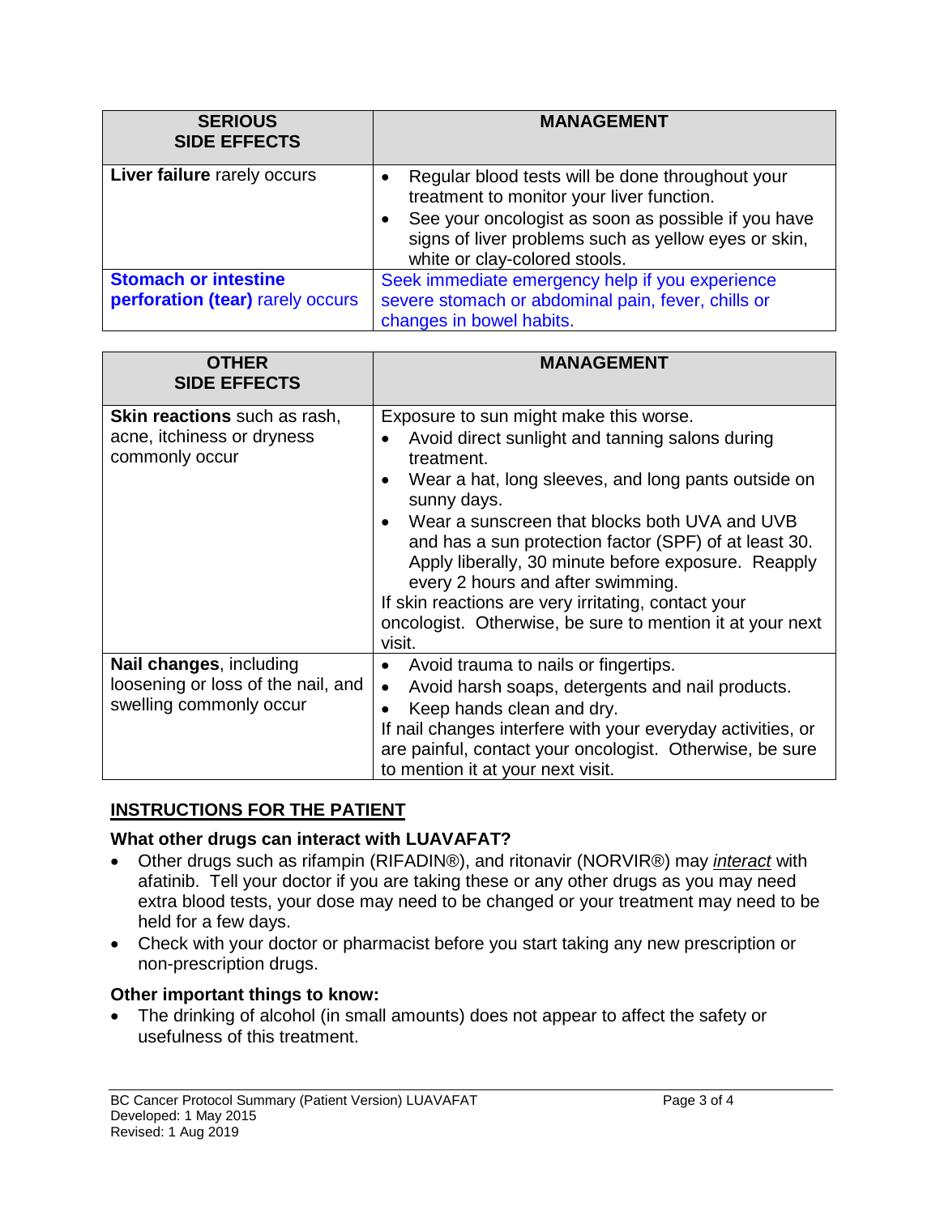| SERIOUS SIDE EFFECTS | MANAGEMENT |
|---|---|
| **Liver failure** rarely occurs | • Regular blood tests will be done throughout your treatment to monitor your liver function.<br>• See your oncologist as soon as possible if you have signs of liver problems such as yellow eyes or skin, white or clay-colored stools. |
| **Stomach or intestine perforation (tear)** rarely occurs | Seek immediate emergency help if you experience severe stomach or abdominal pain, fever, chills or changes in bowel habits. |

| OTHER SIDE EFFECTS | MANAGEMENT |
|---|---|
| **Skin reactions** such as rash, acne, itchiness or dryness commonly occur | Exposure to sun might make this worse.<br>• Avoid direct sunlight and tanning salons during treatment.<br>• Wear a hat, long sleeves, and long pants outside on sunny days.<br>• Wear a sunscreen that blocks both UVA and UVB and has a sun protection factor (SPF) of at least 30. Apply liberally, 30 minute before exposure. Reapply every 2 hours and after swimming.<br>If skin reactions are very irritating, contact your oncologist. Otherwise, be sure to mention it at your next visit. |
| **Nail changes**, including loosening or loss of the nail, and swelling commonly occur | • Avoid trauma to nails or fingertips.<br>• Avoid harsh soaps, detergents and nail products.<br>• Keep hands clean and dry.<br>If nail changes interfere with your everyday activities, or are painful, contact your oncologist. Otherwise, be sure to mention it at your next visit. |

## INSTRUCTIONS FOR THE PATIENT

### What other drugs can interact with LUAVAFAT?

- Other drugs such as rifampin (RIFADIN®), and ritonavir (NORVIR®) may *interact* with afatinib. Tell your doctor if you are taking these or any other drugs as you may need extra blood tests, your dose may need to be changed or your treatment may need to be held for a few days.
- Check with your doctor or pharmacist before you start taking any new prescription or non-prescription drugs.

### Other important things to know:

- The drinking of alcohol (in small amounts) does not appear to affect the safety or usefulness of this treatment.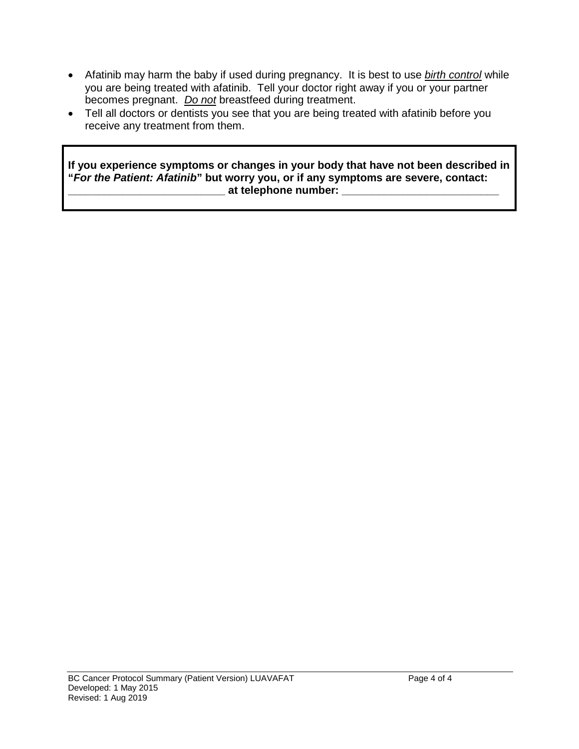- Afatinib may harm the baby if used during pregnancy. It is best to use ***birth control*** while you are being treated with afatinib. Tell your doctor right away if you or your partner becomes pregnant. ***Do not*** breastfeed during treatment.
- Tell all doctors or dentists you see that you are being treated with afatinib before you receive any treatment from them.

**If you experience symptoms or changes in your body that have not been described in "*For the Patient: Afatinib*" but worry you, or if any symptoms are severe, contact:**
**___________________________ at telephone number: ___________________________**

BC Cancer Protocol Summary (Patient Version) LUAVAFAT
Developed: 1 May 2015
Revised: 1 Aug 2019